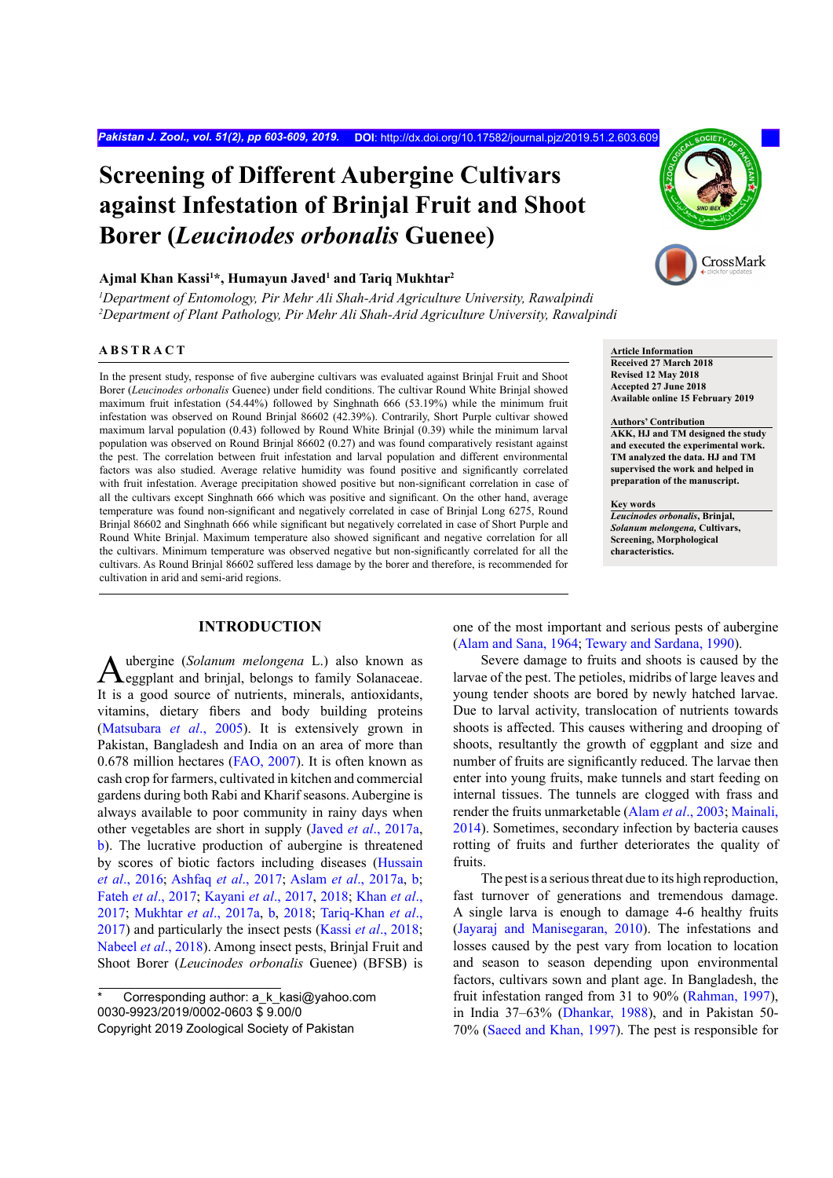# Screening of Different Aubergine Cultivars against Infestation of Brinjal Fruit and Shoot Borer (*Leucinodes orbonalis* Guenee)

**Ajmal Khan Kassi[1]*, Humayun Javed[1] and Tariq Mukhtar[2]**

[1]*Department of Entomology, Pir Mehr Ali Shah-Arid Agriculture University, Rawalpindi*
[2]*Department of Plant Pathology, Pir Mehr Ali Shah-Arid Agriculture University, Rawalpindi*

## ABSTRACT

In the present study, response of five aubergine cultivars was evaluated against Brinjal Fruit and Shoot Borer (*Leucinodes orbonalis* Guenee) under field conditions. The cultivar Round White Brinjal showed maximum fruit infestation (54.44%) followed by Singhnath 666 (53.19%) while the minimum fruit infestation was observed on Round Brinjal 86602 (42.39%). Contrarily, Short Purple cultivar showed maximum larval population (0.43) followed by Round White Brinjal (0.39) while the minimum larval population was observed on Round Brinjal 86602 (0.27) and was found comparatively resistant against the pest. The correlation between fruit infestation and larval population and different environmental factors was also studied. Average relative humidity was found positive and significantly correlated with fruit infestation. Average precipitation showed positive but non-significant correlation in case of all the cultivars except Singhnath 666 which was positive and significant. On the other hand, average temperature was found non-significant and negatively correlated in case of Brinjal Long 6275, Round Brinjal 86602 and Singhnath 666 while significant but negatively correlated in case of Short Purple and Round White Brinjal. Maximum temperature also showed significant and negative correlation for all the cultivars. Minimum temperature was observed negative but non-significantly correlated for all the cultivars. As Round Brinjal 86602 suffered less damage by the borer and therefore, is recommended for cultivation in arid and semi-arid regions.

**Article Information**
**Received 27 March 2018**
**Revised 12 May 2018**
**Accepted 27 June 2018**
**Available online 15 February 2019**

**Authors' Contribution**
**AKK, HJ and TM designed the study and executed the experimental work. TM analyzed the data. HJ and TM supervised the work and helped in preparation of the manuscript.**

**Key words**
***Leucinodes orbonalis*, Brinjal, *Solanum melongena*, Cultivars, Screening, Morphological characteristics.**

## INTRODUCTION

Aubergine (*Solanum melongena* L.) also known as eggplant and brinjal, belongs to family Solanaceae. It is a good source of nutrients, minerals, antioxidants, vitamins, dietary fibers and body building proteins (Matsubara *et al*., 2005). It is extensively grown in Pakistan, Bangladesh and India on an area of more than 0.678 million hectares (FAO, 2007). It is often known as cash crop for farmers, cultivated in kitchen and commercial gardens during both Rabi and Kharif seasons. Aubergine is always available to poor community in rainy days when other vegetables are short in supply (Javed *et al*., 2017a, b). The lucrative production of aubergine is threatened by scores of biotic factors including diseases (Hussain *et al*., 2016; Ashfaq *et al*., 2017; Aslam *et al*., 2017a, b; Fateh *et al*., 2017; Kayani *et al*., 2017, 2018; Khan *et al*., 2017; Mukhtar *et al*., 2017a, b, 2018; Tariq-Khan *et al*., 2017) and particularly the insect pests (Kassi *et al*., 2018; Nabeel *et al*., 2018). Among insect pests, Brinjal Fruit and Shoot Borer (*Leucinodes orbonalis* Guenee) (BFSB) is one of the most important and serious pests of aubergine (Alam and Sana, 1964; Tewary and Sardana, 1990).

Severe damage to fruits and shoots is caused by the larvae of the pest. The petioles, midribs of large leaves and young tender shoots are bored by newly hatched larvae. Due to larval activity, translocation of nutrients towards shoots is affected. This causes withering and drooping of shoots, resultantly the growth of eggplant and size and number of fruits are significantly reduced. The larvae then enter into young fruits, make tunnels and start feeding on internal tissues. The tunnels are clogged with frass and render the fruits unmarketable (Alam *et al*., 2003; Mainali, 2014). Sometimes, secondary infection by bacteria causes rotting of fruits and further deteriorates the quality of fruits.

The pest is a serious threat due to its high reproduction, fast turnover of generations and tremendous damage. A single larva is enough to damage 4-6 healthy fruits (Jayaraj and Manisegaran, 2010). The infestations and losses caused by the pest vary from location to location and season to season depending upon environmental factors, cultivars sown and plant age. In Bangladesh, the fruit infestation ranged from 31 to 90% (Rahman, 1997), in India 37–63% (Dhankar, 1988), and in Pakistan 50-70% (Saeed and Khan, 1997). The pest is responsible for

\* Corresponding author: a_k_kasi@yahoo.com
0030-9923/2019/0002-0603 $ 9.00/0
Copyright 2019 Zoological Society of Pakistan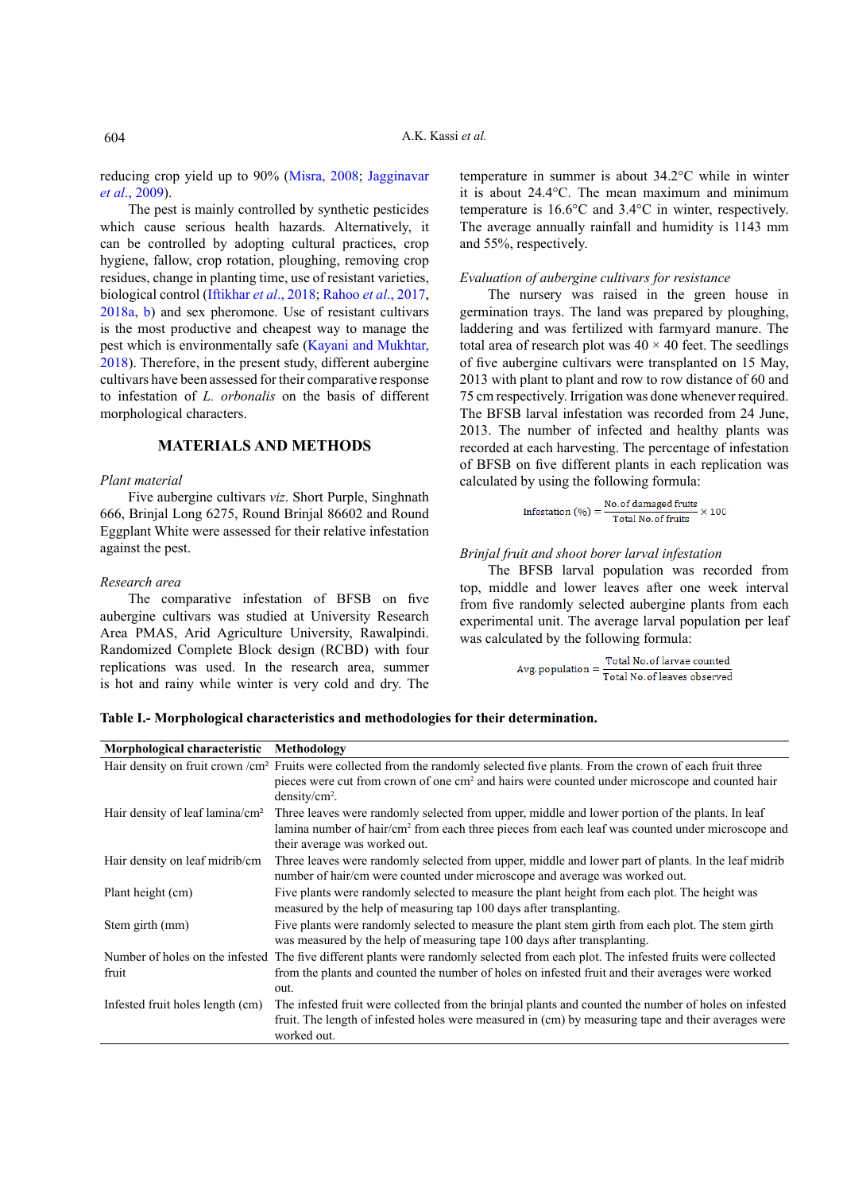reducing crop yield up to 90% (Misra, 2008; Jagginavar *et al*., 2009).

The pest is mainly controlled by synthetic pesticides which cause serious health hazards. Alternatively, it can be controlled by adopting cultural practices, crop hygiene, fallow, crop rotation, ploughing, removing crop residues, change in planting time, use of resistant varieties, biological control (Iftikhar *et al*., 2018; Rahoo *et al*., 2017, 2018a, b) and sex pheromone. Use of resistant cultivars is the most productive and cheapest way to manage the pest which is environmentally safe (Kayani and Mukhtar, 2018). Therefore, in the present study, different aubergine cultivars have been assessed for their comparative response to infestation of *L. orbonalis* on the basis of different morphological characters.

## MATERIALS AND METHODS

### *Plant material*

Five aubergine cultivars *viz*. Short Purple, Singhnath 666, Brinjal Long 6275, Round Brinjal 86602 and Round Eggplant White were assessed for their relative infestation against the pest.

### *Research area*

The comparative infestation of BFSB on five aubergine cultivars was studied at University Research Area PMAS, Arid Agriculture University, Rawalpindi. Randomized Complete Block design (RCBD) with four replications was used. In the research area, summer is hot and rainy while winter is very cold and dry. The temperature in summer is about 34.2°C while in winter it is about 24.4°C. The mean maximum and minimum temperature is 16.6°C and 3.4°C in winter, respectively. The average annually rainfall and humidity is 1143 mm and 55%, respectively.

### *Evaluation of aubergine cultivars for resistance*

The nursery was raised in the green house in germination trays. The land was prepared by ploughing, laddering and was fertilized with farmyard manure. The total area of research plot was 40 × 40 feet. The seedlings of five aubergine cultivars were transplanted on 15 May, 2013 with plant to plant and row to row distance of 60 and 75 cm respectively. Irrigation was done whenever required. The BFSB larval infestation was recorded from 24 June, 2013. The number of infected and healthy plants was recorded at each harvesting. The percentage of infestation of BFSB on five different plants in each replication was calculated by using the following formula:

$$\text{Infestation (\%)} = \frac{\text{No. of damaged fruits}}{\text{Total No. of fruits}} \times 100$$

### *Brinjal fruit and shoot borer larval infestation*

The BFSB larval population was recorded from top, middle and lower leaves after one week interval from five randomly selected aubergine plants from each experimental unit. The average larval population per leaf was calculated by the following formula:

$$\text{Avg. population} = \frac{\text{Total No. of larvae counted}}{\text{Total No. of leaves observed}}$$

**Table I.- Morphological characteristics and methodologies for their determination.**

| Morphological characteristic | Methodology |
|---|---|
| Hair density on fruit crown /cm² | Fruits were collected from the randomly selected five plants. From the crown of each fruit three pieces were cut from crown of one cm² and hairs were counted under microscope and counted hair density/cm². |
| Hair density of leaf lamina/cm² | Three leaves were randomly selected from upper, middle and lower portion of the plants. In leaf lamina number of hair/cm² from each three pieces from each leaf was counted under microscope and their average was worked out. |
| Hair density on leaf midrib/cm | Three leaves were randomly selected from upper, middle and lower part of plants. In the leaf midrib number of hair/cm were counted under microscope and average was worked out. |
| Plant height (cm) | Five plants were randomly selected to measure the plant height from each plot. The height was measured by the help of measuring tap 100 days after transplanting. |
| Stem girth (mm) | Five plants were randomly selected to measure the plant stem girth from each plot. The stem girth was measured by the help of measuring tape 100 days after transplanting. |
| Number of holes on the infested fruit | The five different plants were randomly selected from each plot. The infested fruits were collected from the plants and counted the number of holes on infested fruit and their averages were worked out. |
| Infested fruit holes length (cm) | The infested fruit were collected from the brinjal plants and counted the number of holes on infested fruit. The length of infested holes were measured in (cm) by measuring tape and their averages were worked out. |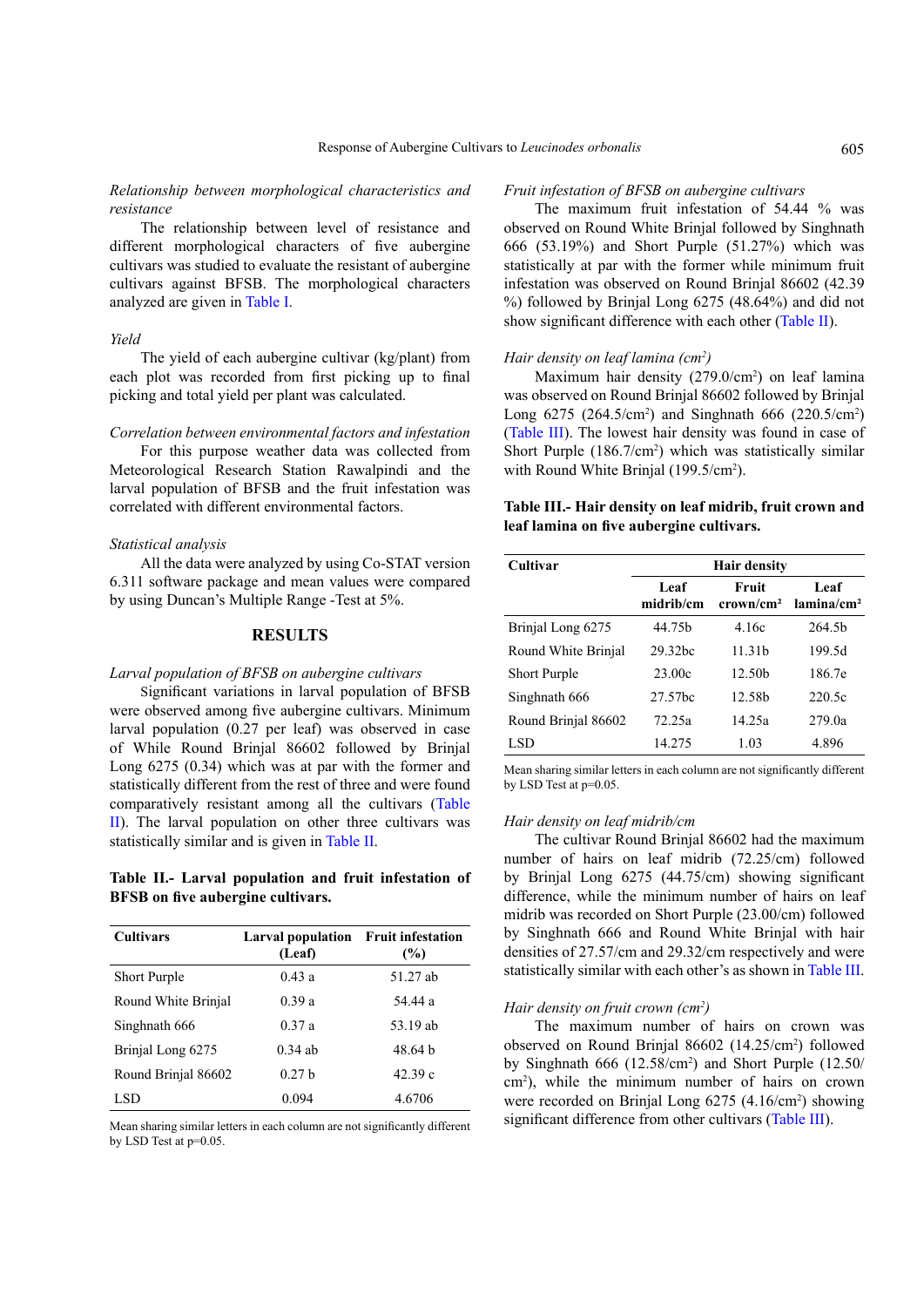*Relationship between morphological characteristics and resistance*

The relationship between level of resistance and different morphological characters of five aubergine cultivars was studied to evaluate the resistant of aubergine cultivars against BFSB. The morphological characters analyzed are given in Table I.

*Yield*

The yield of each aubergine cultivar (kg/plant) from each plot was recorded from first picking up to final picking and total yield per plant was calculated.

*Correlation between environmental factors and infestation*

For this purpose weather data was collected from Meteorological Research Station Rawalpindi and the larval population of BFSB and the fruit infestation was correlated with different environmental factors.

*Statistical analysis*

All the data were analyzed by using Co-STAT version 6.311 software package and mean values were compared by using Duncan's Multiple Range -Test at 5%.

## RESULTS

*Larval population of BFSB on aubergine cultivars*

Significant variations in larval population of BFSB were observed among five aubergine cultivars. Minimum larval population (0.27 per leaf) was observed in case of While Round Brinjal 86602 followed by Brinjal Long 6275 (0.34) which was at par with the former and statistically different from the rest of three and were found comparatively resistant among all the cultivars (Table II). The larval population on other three cultivars was statistically similar and is given in Table II.

**Table II.- Larval population and fruit infestation of BFSB on five aubergine cultivars.**

| Cultivars | Larval population (Leaf) | Fruit infestation (%) |
|---|---|---|
| Short Purple | 0.43 a | 51.27 ab |
| Round White Brinjal | 0.39 a | 54.44 a |
| Singhnath 666 | 0.37 a | 53.19 ab |
| Brinjal Long 6275 | 0.34 ab | 48.64 b |
| Round Brinjal 86602 | 0.27 b | 42.39 c |
| LSD | 0.094 | 4.6706 |

Mean sharing similar letters in each column are not significantly different by LSD Test at p=0.05.

*Fruit infestation of BFSB on aubergine cultivars*

The maximum fruit infestation of 54.44 % was observed on Round White Brinjal followed by Singhnath 666 (53.19%) and Short Purple (51.27%) which was statistically at par with the former while minimum fruit infestation was observed on Round Brinjal 86602 (42.39 %) followed by Brinjal Long 6275 (48.64%) and did not show significant difference with each other (Table II).

*Hair density on leaf lamina (cm$^2$)*

Maximum hair density (279.0/cm$^2$) on leaf lamina was observed on Round Brinjal 86602 followed by Brinjal Long 6275 (264.5/cm$^2$) and Singhnath 666 (220.5/cm$^2$) (Table III). The lowest hair density was found in case of Short Purple (186.7/cm$^2$) which was statistically similar with Round White Brinjal (199.5/cm$^2$).

**Table III.- Hair density on leaf midrib, fruit crown and leaf lamina on five aubergine cultivars.**

| Cultivar | Hair density | | |
|---|---|---|---|
| | Leaf midrib/cm | Fruit crown/cm² | Leaf lamina/cm² |
| Brinjal Long 6275 | 44.75b | 4.16c | 264.5b |
| Round White Brinjal | 29.32bc | 11.31b | 199.5d |
| Short Purple | 23.00c | 12.50b | 186.7e |
| Singhnath 666 | 27.57bc | 12.58b | 220.5c |
| Round Brinjal 86602 | 72.25a | 14.25a | 279.0a |
| LSD | 14.275 | 1.03 | 4.896 |

Mean sharing similar letters in each column are not significantly different by LSD Test at p=0.05.

*Hair density on leaf midrib/cm*

The cultivar Round Brinjal 86602 had the maximum number of hairs on leaf midrib (72.25/cm) followed by Brinjal Long 6275 (44.75/cm) showing significant difference, while the minimum number of hairs on leaf midrib was recorded on Short Purple (23.00/cm) followed by Singhnath 666 and Round White Brinjal with hair densities of 27.57/cm and 29.32/cm respectively and were statistically similar with each other's as shown in Table III.

*Hair density on fruit crown (cm$^2$)*

The maximum number of hairs on crown was observed on Round Brinjal 86602 (14.25/cm$^2$) followed by Singhnath 666 (12.58/cm$^2$) and Short Purple (12.50/cm$^2$), while the minimum number of hairs on crown were recorded on Brinjal Long 6275 (4.16/cm$^2$) showing significant difference from other cultivars (Table III).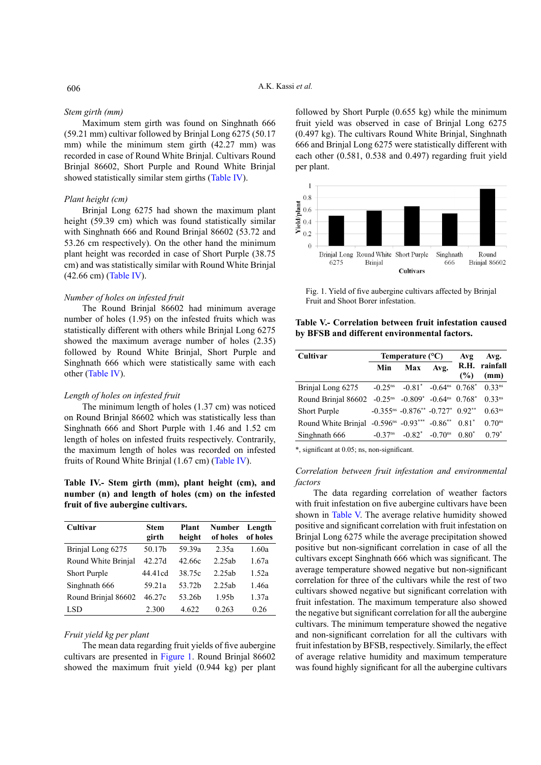*Stem girth (mm)*

Maximum stem girth was found on Singhnath 666 (59.21 mm) cultivar followed by Brinjal Long 6275 (50.17 mm) while the minimum stem girth (42.27 mm) was recorded in case of Round White Brinjal. Cultivars Round Brinjal 86602, Short Purple and Round White Brinjal showed statistically similar stem girths (Table IV).

*Plant height (cm)*

Brinjal Long 6275 had shown the maximum plant height (59.39 cm) which was found statistically similar with Singhnath 666 and Round Brinjal 86602 (53.72 and 53.26 cm respectively). On the other hand the minimum plant height was recorded in case of Short Purple (38.75 cm) and was statistically similar with Round White Brinjal (42.66 cm) (Table IV).

*Number of holes on infested fruit*

The Round Brinjal 86602 had minimum average number of holes (1.95) on the infested fruits which was statistically different with others while Brinjal Long 6275 showed the maximum average number of holes (2.35) followed by Round White Brinjal, Short Purple and Singhnath 666 which were statistically same with each other (Table IV).

*Length of holes on infested fruit*

The minimum length of holes (1.37 cm) was noticed on Round Brinjal 86602 which was statistically less than Singhnath 666 and Short Purple with 1.46 and 1.52 cm length of holes on infested fruits respectively. Contrarily, the maximum length of holes was recorded on infested fruits of Round White Brinjal (1.67 cm) (Table IV).

**Table IV.- Stem girth (mm), plant height (cm), and number (n) and length of holes (cm) on the infested fruit of five aubergine cultivars.**

| Cultivar | Stem girth | Plant height | Number of holes | Length of holes |
|---|---|---|---|---|
| Brinjal Long 6275 | 50.17b | 59.39a | 2.35a | 1.60a |
| Round White Brinjal | 42.27d | 42.66c | 2.25ab | 1.67a |
| Short Purple | 44.41cd | 38.75c | 2.25ab | 1.52a |
| Singhnath 666 | 59.21a | 53.72b | 2.25ab | 1.46a |
| Round Brinjal 86602 | 46.27c | 53.26b | 1.95b | 1.37a |
| LSD | 2.300 | 4.622 | 0.263 | 0.26 |

*Fruit yield kg per plant*

The mean data regarding fruit yields of five aubergine cultivars are presented in Figure 1. Round Brinjal 86602 showed the maximum fruit yield (0.944 kg) per plant followed by Short Purple (0.655 kg) while the minimum fruit yield was observed in case of Brinjal Long 6275 (0.497 kg). The cultivars Round White Brinjal, Singhnath 666 and Brinjal Long 6275 were statistically different with each other (0.581, 0.538 and 0.497) regarding fruit yield per plant.

Fig. 1. Yield of five aubergine cultivars affected by Brinjal Fruit and Shoot Borer infestation.

**Table V.- Correlation between fruit infestation caused by BFSB and different environmental factors.**

| Cultivar | Temperature (°C) | | | Avg R.H. (%) | Avg. rainfall (mm) |
|---|---|---|---|---|---|
| | Min | Max | Avg. | | |
| Brinjal Long 6275 | -0.25[ns] | -0.81[*] | -0.64[ns] | 0.768[*] | 0.33[ns] |
| Round Brinjal 86602 | -0.25[ns] | -0.809[*] | -0.64[ns] | 0.768[*] | 0.33[ns] |
| Short Purple | -0.355[ns] | -0.876[**] | -0.727[*] | 0.92[**] | 0.63[ns] |
| Round White Brinjal | -0.596[ns] | -0.93[***] | -0.86[**] | 0.81[*] | 0.70[ns] |
| Singhnath 666 | -0.37[ns] | -0.82[*] | -0.70[ns] | 0.80[*] | 0.79[*] |

*, significant at 0.05; ns, non-significant.

*Correlation between fruit infestation and environmental factors*

The data regarding correlation of weather factors with fruit infestation on five aubergine cultivars have been shown in Table V. The average relative humidity showed positive and significant correlation with fruit infestation on Brinjal Long 6275 while the average precipitation showed positive but non-significant correlation in case of all the cultivars except Singhnath 666 which was significant. The average temperature showed negative but non-significant correlation for three of the cultivars while the rest of two cultivars showed negative but significant correlation with fruit infestation. The maximum temperature also showed the negative but significant correlation for all the aubergine cultivars. The minimum temperature showed the negative and non-significant correlation for all the cultivars with fruit infestation by BFSB, respectively. Similarly, the effect of average relative humidity and maximum temperature was found highly significant for all the aubergine cultivars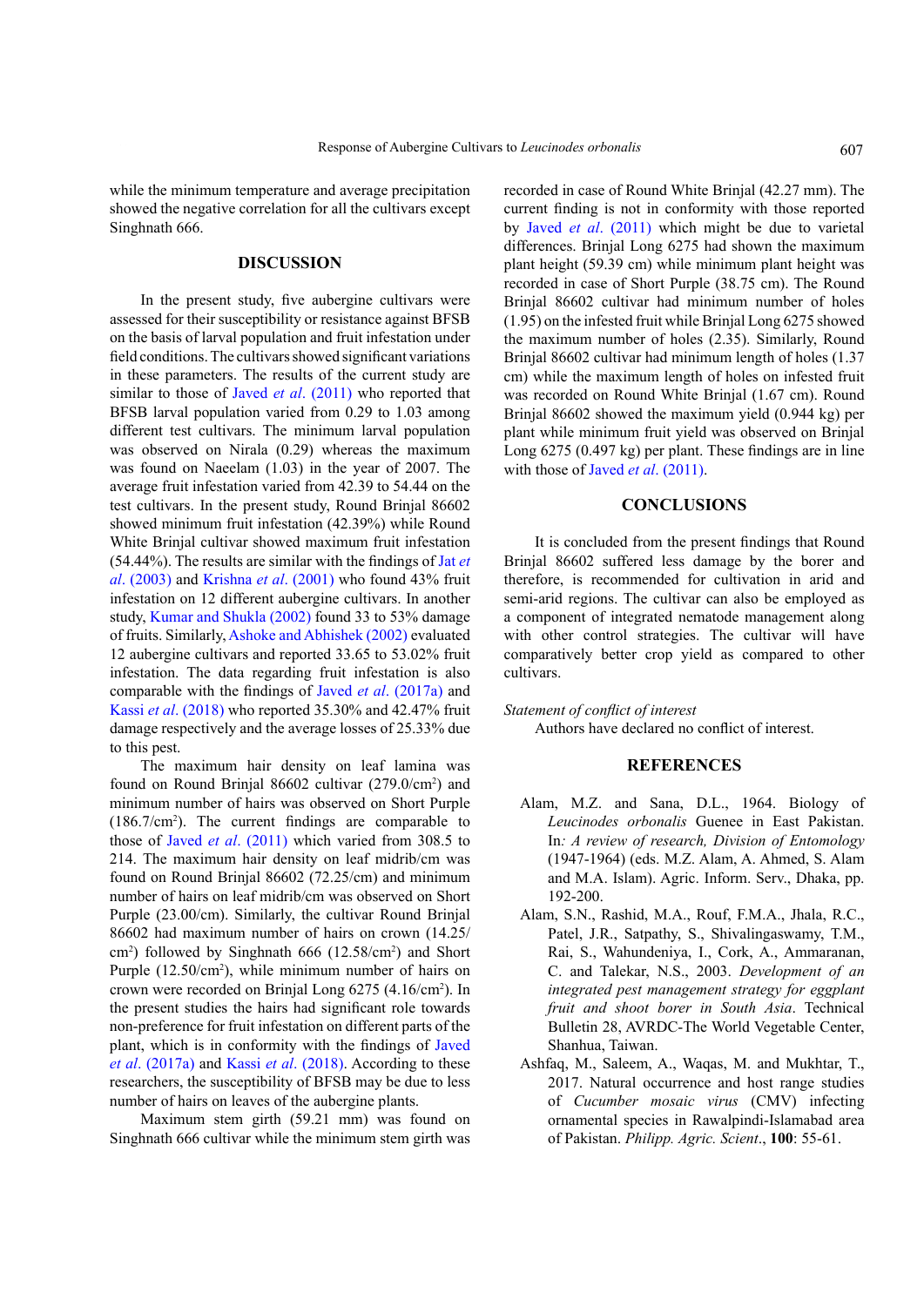while the minimum temperature and average precipitation showed the negative correlation for all the cultivars except Singhnath 666.

## DISCUSSION

In the present study, five aubergine cultivars were assessed for their susceptibility or resistance against BFSB on the basis of larval population and fruit infestation under field conditions. The cultivars showed significant variations in these parameters. The results of the current study are similar to those of Javed *et al*. (2011) who reported that BFSB larval population varied from 0.29 to 1.03 among different test cultivars. The minimum larval population was observed on Nirala (0.29) whereas the maximum was found on Naeelam (1.03) in the year of 2007. The average fruit infestation varied from 42.39 to 54.44 on the test cultivars. In the present study, Round Brinjal 86602 showed minimum fruit infestation (42.39%) while Round White Brinjal cultivar showed maximum fruit infestation (54.44%). The results are similar with the findings of Jat *et al*. (2003) and Krishna *et al*. (2001) who found 43% fruit infestation on 12 different aubergine cultivars. In another study, Kumar and Shukla (2002) found 33 to 53% damage of fruits. Similarly, Ashoke and Abhishek (2002) evaluated 12 aubergine cultivars and reported 33.65 to 53.02% fruit infestation. The data regarding fruit infestation is also comparable with the findings of Javed *et al*. (2017a) and Kassi *et al*. (2018) who reported 35.30% and 42.47% fruit damage respectively and the average losses of 25.33% due to this pest.

The maximum hair density on leaf lamina was found on Round Brinjal 86602 cultivar (279.0/cm$^2$) and minimum number of hairs was observed on Short Purple (186.7/cm$^2$). The current findings are comparable to those of Javed *et al*. (2011) which varied from 308.5 to 214. The maximum hair density on leaf midrib/cm was found on Round Brinjal 86602 (72.25/cm) and minimum number of hairs on leaf midrib/cm was observed on Short Purple (23.00/cm). Similarly, the cultivar Round Brinjal 86602 had maximum number of hairs on crown (14.25/cm$^2$) followed by Singhnath 666 (12.58/cm$^2$) and Short Purple (12.50/cm$^2$), while minimum number of hairs on crown were recorded on Brinjal Long 6275 (4.16/cm$^2$). In the present studies the hairs had significant role towards non-preference for fruit infestation on different parts of the plant, which is in conformity with the findings of Javed *et al*. (2017a) and Kassi *et al*. (2018). According to these researchers, the susceptibility of BFSB may be due to less number of hairs on leaves of the aubergine plants.

Maximum stem girth (59.21 mm) was found on Singhnath 666 cultivar while the minimum stem girth was recorded in case of Round White Brinjal (42.27 mm). The current finding is not in conformity with those reported by Javed *et al*. (2011) which might be due to varietal differences. Brinjal Long 6275 had shown the maximum plant height (59.39 cm) while minimum plant height was recorded in case of Short Purple (38.75 cm). The Round Brinjal 86602 cultivar had minimum number of holes (1.95) on the infested fruit while Brinjal Long 6275 showed the maximum number of holes (2.35). Similarly, Round Brinjal 86602 cultivar had minimum length of holes (1.37 cm) while the maximum length of holes on infested fruit was recorded on Round White Brinjal (1.67 cm). Round Brinjal 86602 showed the maximum yield (0.944 kg) per plant while minimum fruit yield was observed on Brinjal Long 6275 (0.497 kg) per plant. These findings are in line with those of Javed *et al*. (2011).

## CONCLUSIONS

It is concluded from the present findings that Round Brinjal 86602 suffered less damage by the borer and therefore, is recommended for cultivation in arid and semi-arid regions. The cultivar can also be employed as a component of integrated nematode management along with other control strategies. The cultivar will have comparatively better crop yield as compared to other cultivars.

*Statement of conflict of interest*

Authors have declared no conflict of interest.

## REFERENCES

Alam, M.Z. and Sana, D.L., 1964. Biology of *Leucinodes orbonalis* Guenee in East Pakistan. In*: A review of research, Division of Entomology* (1947-1964) (eds. M.Z. Alam, A. Ahmed, S. Alam and M.A. Islam). Agric. Inform. Serv., Dhaka, pp. 192-200.

Alam, S.N., Rashid, M.A., Rouf, F.M.A., Jhala, R.C., Patel, J.R., Satpathy, S., Shivalingaswamy, T.M., Rai, S., Wahundeniya, I., Cork, A., Ammaranan, C. and Talekar, N.S., 2003. *Development of an integrated pest management strategy for eggplant fruit and shoot borer in South Asia*. Technical Bulletin 28, AVRDC-The World Vegetable Center, Shanhua, Taiwan.

Ashfaq, M., Saleem, A., Waqas, M. and Mukhtar, T., 2017. Natural occurrence and host range studies of *Cucumber mosaic virus* (CMV) infecting ornamental species in Rawalpindi-Islamabad area of Pakistan. *Philipp. Agric. Scient*., **100**: 55-61.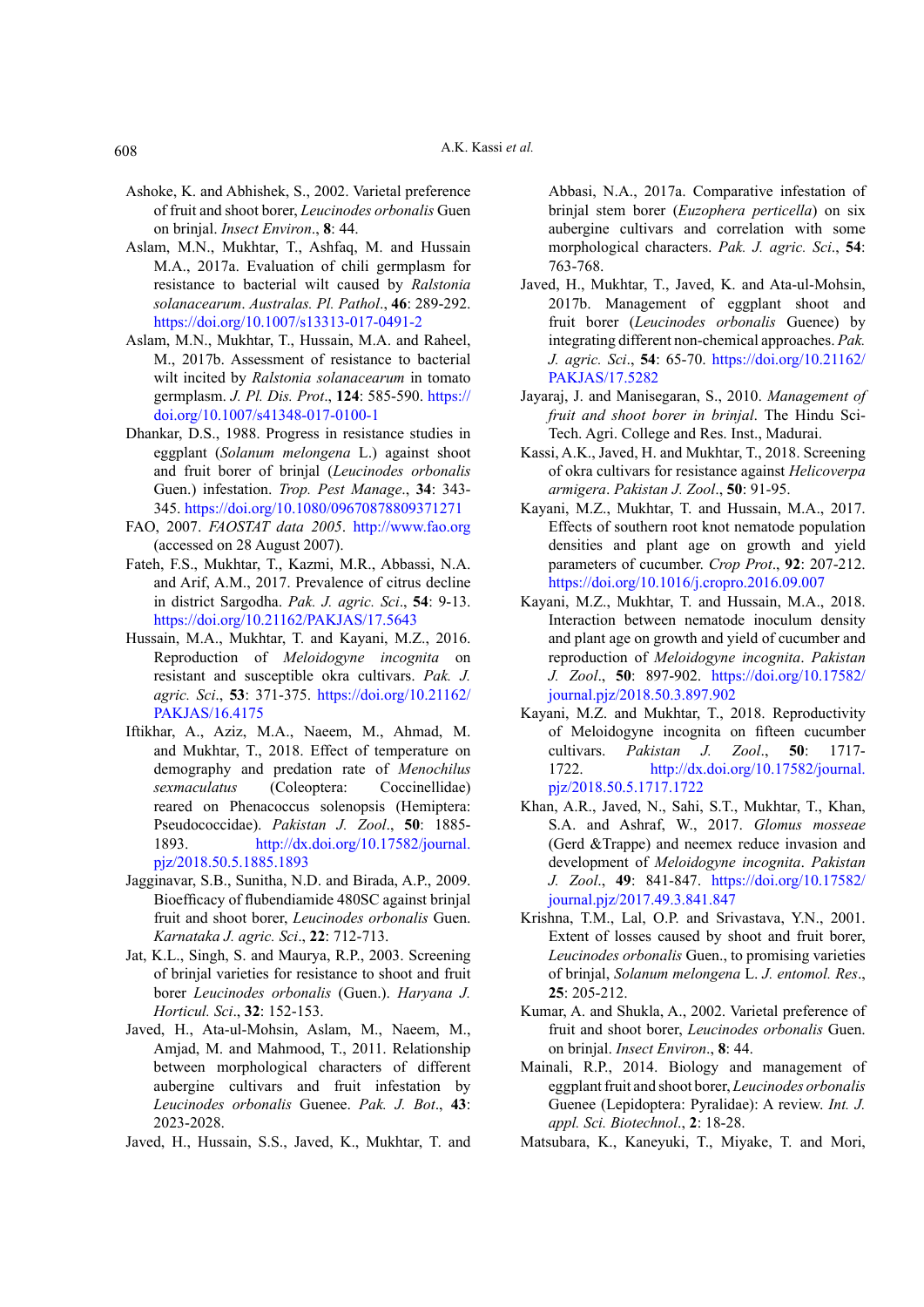Ashoke, K. and Abhishek, S., 2002. Varietal preference of fruit and shoot borer, *Leucinodes orbonalis* Guen on brinjal. *Insect Environ*., **8**: 44.

Aslam, M.N., Mukhtar, T., Ashfaq, M. and Hussain M.A., 2017a. Evaluation of chili germplasm for resistance to bacterial wilt caused by *Ralstonia solanacearum*. *Australas. Pl. Pathol*., **46**: 289-292. https://doi.org/10.1007/s13313-017-0491-2

Aslam, M.N., Mukhtar, T., Hussain, M.A. and Raheel, M., 2017b. Assessment of resistance to bacterial wilt incited by *Ralstonia solanacearum* in tomato germplasm. *J. Pl. Dis. Prot*., **124**: 585-590. https://doi.org/10.1007/s41348-017-0100-1

Dhankar, D.S., 1988. Progress in resistance studies in eggplant (*Solanum melongena* L.) against shoot and fruit borer of brinjal (*Leucinodes orbonalis* Guen.) infestation. *Trop. Pest Manage*., **34**: 343-345. https://doi.org/10.1080/09670878809371271

FAO, 2007. *FAOSTAT data 2005*. http://www.fao.org (accessed on 28 August 2007).

Fateh, F.S., Mukhtar, T., Kazmi, M.R., Abbassi, N.A. and Arif, A.M., 2017. Prevalence of citrus decline in district Sargodha. *Pak. J. agric. Sci*., **54**: 9-13. https://doi.org/10.21162/PAKJAS/17.5643

Hussain, M.A., Mukhtar, T. and Kayani, M.Z., 2016. Reproduction of *Meloidogyne incognita* on resistant and susceptible okra cultivars. *Pak. J. agric. Sci*., **53**: 371-375. https://doi.org/10.21162/PAKJAS/16.4175

Iftikhar, A., Aziz, M.A., Naeem, M., Ahmad, M. and Mukhtar, T., 2018. Effect of temperature on demography and predation rate of *Menochilus sexmaculatus* (Coleoptera: Coccinellidae) reared on Phenacoccus solenopsis (Hemiptera: Pseudococcidae). *Pakistan J. Zool*., **50**: 1885-1893. http://dx.doi.org/10.17582/journal.pjz/2018.50.5.1885.1893

Jagginavar, S.B., Sunitha, N.D. and Birada, A.P., 2009. Bioefficacy of flubendiamide 480SC against brinjal fruit and shoot borer, *Leucinodes orbonalis* Guen. *Karnataka J. agric. Sci*., **22**: 712-713.

Jat, K.L., Singh, S. and Maurya, R.P., 2003. Screening of brinjal varieties for resistance to shoot and fruit borer *Leucinodes orbonalis* (Guen.). *Haryana J. Horticul. Sci*., **32**: 152-153.

Javed, H., Ata-ul-Mohsin, Aslam, M., Naeem, M., Amjad, M. and Mahmood, T., 2011. Relationship between morphological characters of different aubergine cultivars and fruit infestation by *Leucinodes orbonalis* Guenee. *Pak. J. Bot*., **43**: 2023-2028.

Javed, H., Hussain, S.S., Javed, K., Mukhtar, T. and Abbasi, N.A., 2017a. Comparative infestation of brinjal stem borer (*Euzophera perticella*) on six aubergine cultivars and correlation with some morphological characters. *Pak. J. agric. Sci*., **54**: 763-768.

Javed, H., Mukhtar, T., Javed, K. and Ata-ul-Mohsin, 2017b. Management of eggplant shoot and fruit borer (*Leucinodes orbonalis* Guenee) by integrating different non-chemical approaches. *Pak. J. agric. Sci*., **54**: 65-70. https://doi.org/10.21162/PAKJAS/17.5282

Jayaraj, J. and Manisegaran, S., 2010. *Management of fruit and shoot borer in brinjal*. The Hindu Sci-Tech. Agri. College and Res. Inst., Madurai.

Kassi, A.K., Javed, H. and Mukhtar, T., 2018. Screening of okra cultivars for resistance against *Helicoverpa armigera*. *Pakistan J. Zool*., **50**: 91-95.

Kayani, M.Z., Mukhtar, T. and Hussain, M.A., 2017. Effects of southern root knot nematode population densities and plant age on growth and yield parameters of cucumber. *Crop Prot*., **92**: 207-212. https://doi.org/10.1016/j.cropro.2016.09.007

Kayani, M.Z., Mukhtar, T. and Hussain, M.A., 2018. Interaction between nematode inoculum density and plant age on growth and yield of cucumber and reproduction of *Meloidogyne incognita*. *Pakistan J. Zool*., **50**: 897-902. https://doi.org/10.17582/journal.pjz/2018.50.3.897.902

Kayani, M.Z. and Mukhtar, T., 2018. Reproductivity of Meloidogyne incognita on fifteen cucumber cultivars. *Pakistan J. Zool*., **50**: 1717-1722. http://dx.doi.org/10.17582/journal.pjz/2018.50.5.1717.1722

Khan, A.R., Javed, N., Sahi, S.T., Mukhtar, T., Khan, S.A. and Ashraf, W., 2017. *Glomus mosseae* (Gerd &Trappe) and neemex reduce invasion and development of *Meloidogyne incognita*. *Pakistan J. Zool*., **49**: 841-847. https://doi.org/10.17582/journal.pjz/2017.49.3.841.847

Krishna, T.M., Lal, O.P. and Srivastava, Y.N., 2001. Extent of losses caused by shoot and fruit borer, *Leucinodes orbonalis* Guen., to promising varieties of brinjal, *Solanum melongena* L. *J. entomol. Res*., **25**: 205-212.

Kumar, A. and Shukla, A., 2002. Varietal preference of fruit and shoot borer, *Leucinodes orbonalis* Guen. on brinjal. *Insect Environ*., **8**: 44.

Mainali, R.P., 2014. Biology and management of eggplant fruit and shoot borer, *Leucinodes orbonalis* Guenee (Lepidoptera: Pyralidae): A review. *Int. J. appl. Sci. Biotechnol*., **2**: 18-28.

Matsubara, K., Kaneyuki, T., Miyake, T. and Mori,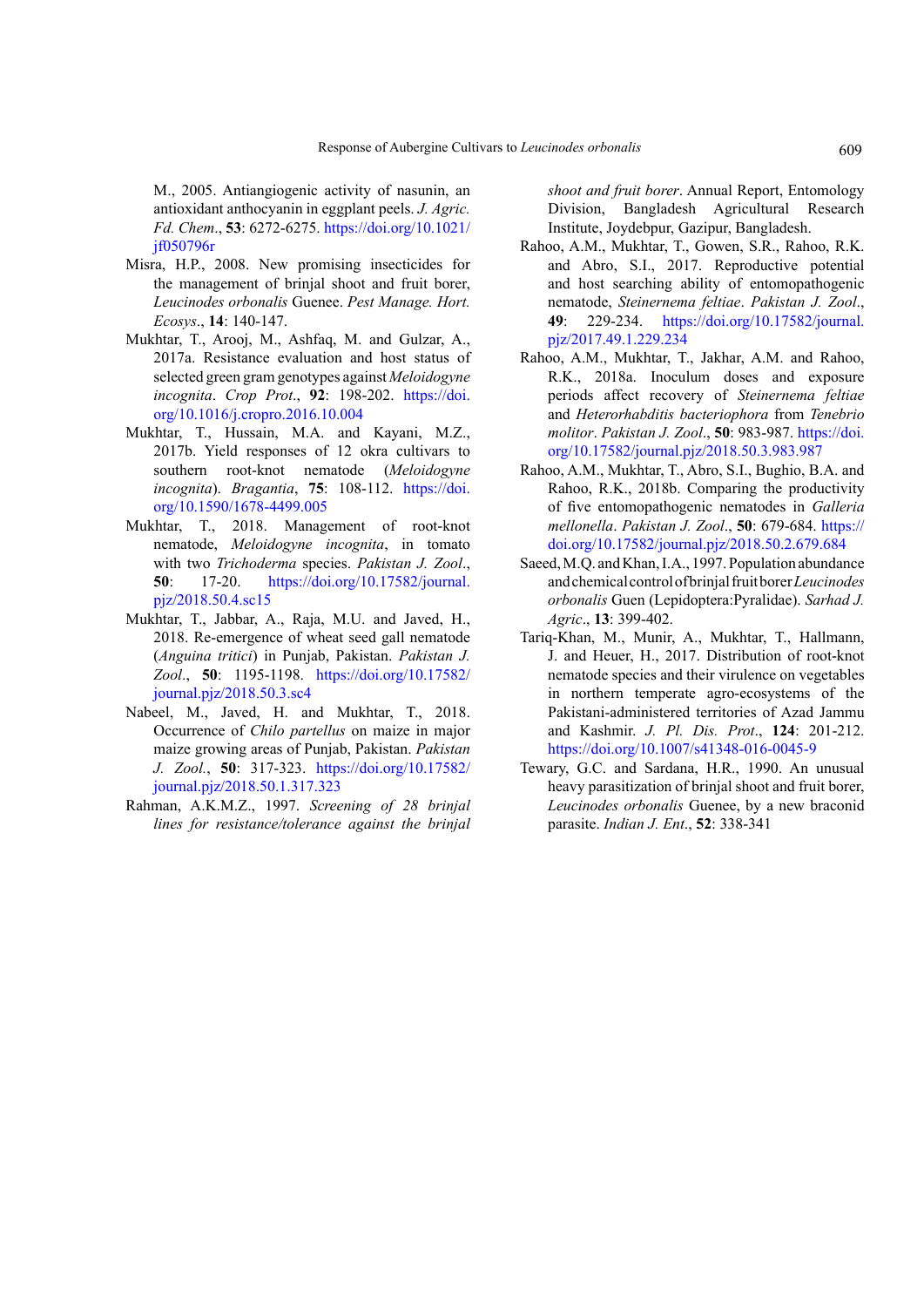M., 2005. Antiangiogenic activity of nasunin, an antioxidant anthocyanin in eggplant peels. *J. Agric. Fd. Chem*., **53**: 6272-6275. https://doi.org/10.1021/jf050796r

Misra, H.P., 2008. New promising insecticides for the management of brinjal shoot and fruit borer, *Leucinodes orbonalis* Guenee. *Pest Manage. Hort. Ecosys*., **14**: 140-147.

Mukhtar, T., Arooj, M., Ashfaq, M. and Gulzar, A., 2017a. Resistance evaluation and host status of selected green gram genotypes against *Meloidogyne incognita*. *Crop Prot*., **92**: 198-202. https://doi.org/10.1016/j.cropro.2016.10.004

Mukhtar, T., Hussain, M.A. and Kayani, M.Z., 2017b. Yield responses of 12 okra cultivars to southern root-knot nematode (*Meloidogyne incognita*). *Bragantia*, **75**: 108-112. https://doi.org/10.1590/1678-4499.005

Mukhtar, T., 2018. Management of root-knot nematode, *Meloidogyne incognita*, in tomato with two *Trichoderma* species. *Pakistan J. Zool*., **50**: 17-20. https://doi.org/10.17582/journal.pjz/2018.50.4.sc15

Mukhtar, T., Jabbar, A., Raja, M.U. and Javed, H., 2018. Re-emergence of wheat seed gall nematode (*Anguina tritici*) in Punjab, Pakistan. *Pakistan J. Zool*., **50**: 1195-1198. https://doi.org/10.17582/journal.pjz/2018.50.3.sc4

Nabeel, M., Javed, H. and Mukhtar, T., 2018. Occurrence of *Chilo partellus* on maize in major maize growing areas of Punjab, Pakistan. *Pakistan J. Zool.*, **50**: 317-323. https://doi.org/10.17582/journal.pjz/2018.50.1.317.323

Rahman, A.K.M.Z., 1997. *Screening of 28 brinjal lines for resistance/tolerance against the brinjal shoot and fruit borer*. Annual Report, Entomology Division, Bangladesh Agricultural Research Institute, Joydebpur, Gazipur, Bangladesh.

Rahoo, A.M., Mukhtar, T., Gowen, S.R., Rahoo, R.K. and Abro, S.I., 2017. Reproductive potential and host searching ability of entomopathogenic nematode, *Steinernema feltiae*. *Pakistan J. Zool*., **49**: 229-234. https://doi.org/10.17582/journal.pjz/2017.49.1.229.234

Rahoo, A.M., Mukhtar, T., Jakhar, A.M. and Rahoo, R.K., 2018a. Inoculum doses and exposure periods affect recovery of *Steinernema feltiae* and *Heterorhabditis bacteriophora* from *Tenebrio molitor*. *Pakistan J. Zool*., **50**: 983-987. https://doi.org/10.17582/journal.pjz/2018.50.3.983.987

Rahoo, A.M., Mukhtar, T., Abro, S.I., Bughio, B.A. and Rahoo, R.K., 2018b. Comparing the productivity of five entomopathogenic nematodes in *Galleria mellonella*. *Pakistan J. Zool*., **50**: 679-684. https://doi.org/10.17582/journal.pjz/2018.50.2.679.684

Saeed, M.Q. and Khan, I.A., 1997. Population abundance and chemical control of brinjal fruit borer *Leucinodes orbonalis* Guen (Lepidoptera:Pyralidae). *Sarhad J. Agric*., **13**: 399-402.

Tariq-Khan, M., Munir, A., Mukhtar, T., Hallmann, J. and Heuer, H., 2017. Distribution of root-knot nematode species and their virulence on vegetables in northern temperate agro-ecosystems of the Pakistani-administered territories of Azad Jammu and Kashmir. *J. Pl. Dis. Prot*., **124**: 201-212. https://doi.org/10.1007/s41348-016-0045-9

Tewary, G.C. and Sardana, H.R., 1990. An unusual heavy parasitization of brinjal shoot and fruit borer, *Leucinodes orbonalis* Guenee, by a new braconid parasite. *Indian J. Ent*., **52**: 338-341